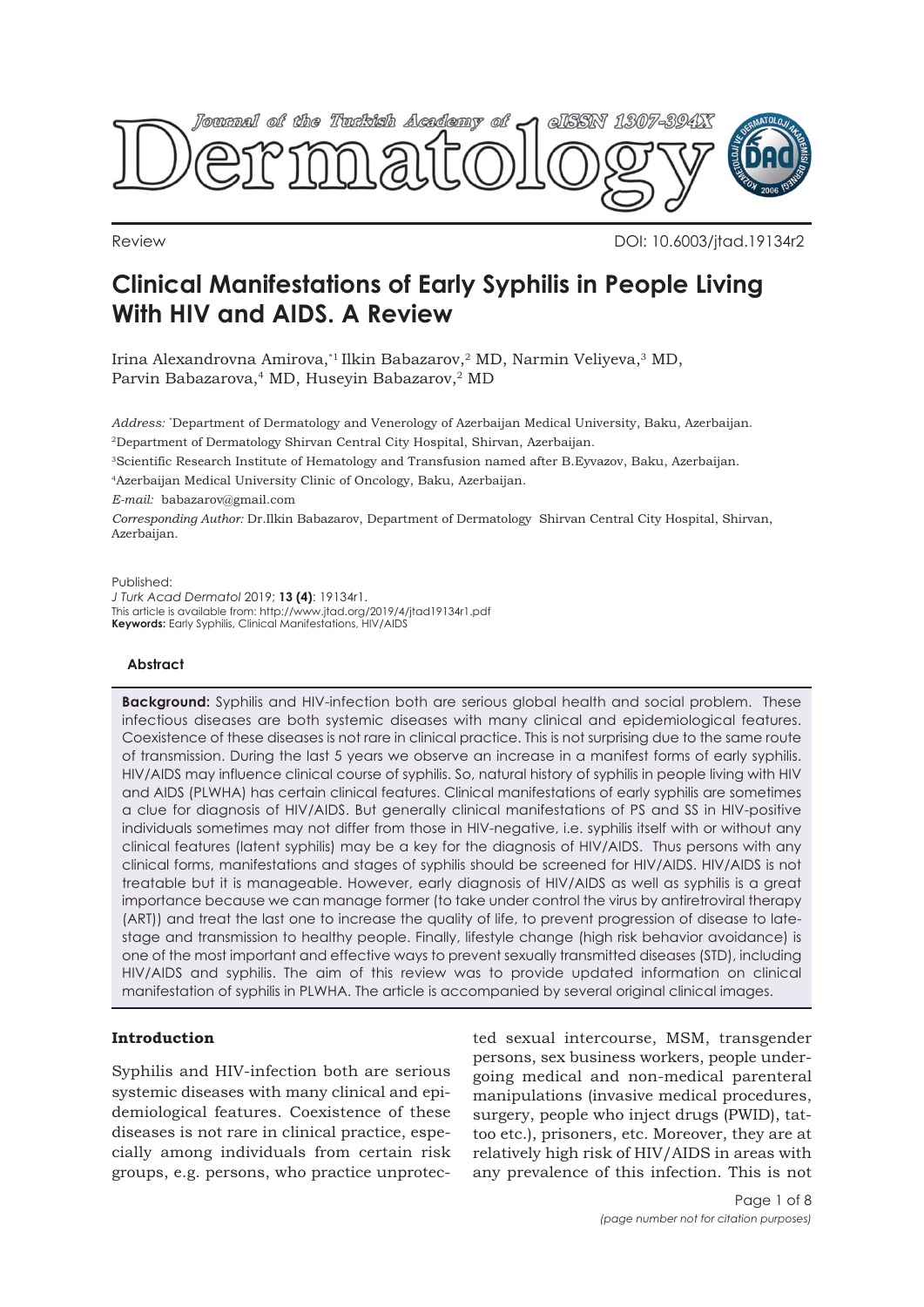Review

DOI: 10.6003/jtad.19134r2

# Clinical Manifestations of Early Syphilis in People Living With HIV and AIDS. A Review

Irina Alexandrovna Amirova,*[1] Ilkin Babazarov,[2] MD, Narmin Veliyeva,[3] MD, Parvin Babazarova,[4] MD, Huseyin Babazarov,[2] MD

*Address:* *Department of Dermatology and Venerology of Azerbaijan Medical University, Baku, Azerbaijan.
[2]Department of Dermatology Shirvan Central City Hospital, Shirvan, Azerbaijan.
[3]Scientific Research Institute of Hematology and Transfusion named after B.Eyvazov, Baku, Azerbaijan.
[4]Azerbaijan Medical University Clinic of Oncology, Baku, Azerbaijan.
*E-mail:* babazarov@gmail.com
*Corresponding Author:* Dr.Ilkin Babazarov, Department of Dermatology Shirvan Central City Hospital, Shirvan, Azerbaijan.

Published:
*J Turk Acad Dermatol* 2019; **13 (4)**: 19134r1.
This article is available from: http://www.jtad.org/2019/4/jtad19134r1.pdf
**Keywords:** Early Syphilis, Clinical Manifestations, HIV/AIDS

## Abstract

**Background:** Syphilis and HIV-infection both are serious global health and social problem. These infectious diseases are both systemic diseases with many clinical and epidemiological features. Coexistence of these diseases is not rare in clinical practice. This is not surprising due to the same route of transmission. During the last 5 years we observe an increase in a manifest forms of early syphilis. HIV/AIDS may influence clinical course of syphilis. So, natural history of syphilis in people living with HIV and AIDS (PLWHA) has certain clinical features. Clinical manifestations of early syphilis are sometimes a clue for diagnosis of HIV/AIDS. But generally clinical manifestations of PS and SS in HIV-positive individuals sometimes may not differ from those in HIV-negative, i.e. syphilis itself with or without any clinical features (latent syphilis) may be a key for the diagnosis of HIV/AIDS. Thus persons with any clinical forms, manifestations and stages of syphilis should be screened for HIV/AIDS. HIV/AIDS is not treatable but it is manageable. However, early diagnosis of HIV/AIDS as well as syphilis is a great importance because we can manage former (to take under control the virus by antiretroviral therapy (ART)) and treat the last one to increase the quality of life, to prevent progression of disease to late-stage and transmission to healthy people. Finally, lifestyle change (high risk behavior avoidance) is one of the most important and effective ways to prevent sexually transmitted diseases (STD), including HIV/AIDS and syphilis. The aim of this review was to provide updated information on clinical manifestation of syphilis in PLWHA. The article is accompanied by several original clinical images.

## Introduction

Syphilis and HIV-infection both are serious systemic diseases with many clinical and epidemiological features. Coexistence of these diseases is not rare in clinical practice, especially among individuals from certain risk groups, e.g. persons, who practice unprotected sexual intercourse, MSM, transgender persons, sex business workers, people undergoing medical and non-medical parenteral manipulations (invasive medical procedures, surgery, people who inject drugs (PWID), tattoo etc.), prisoners, etc. Moreover, they are at relatively high risk of HIV/AIDS in areas with any prevalence of this infection. This is not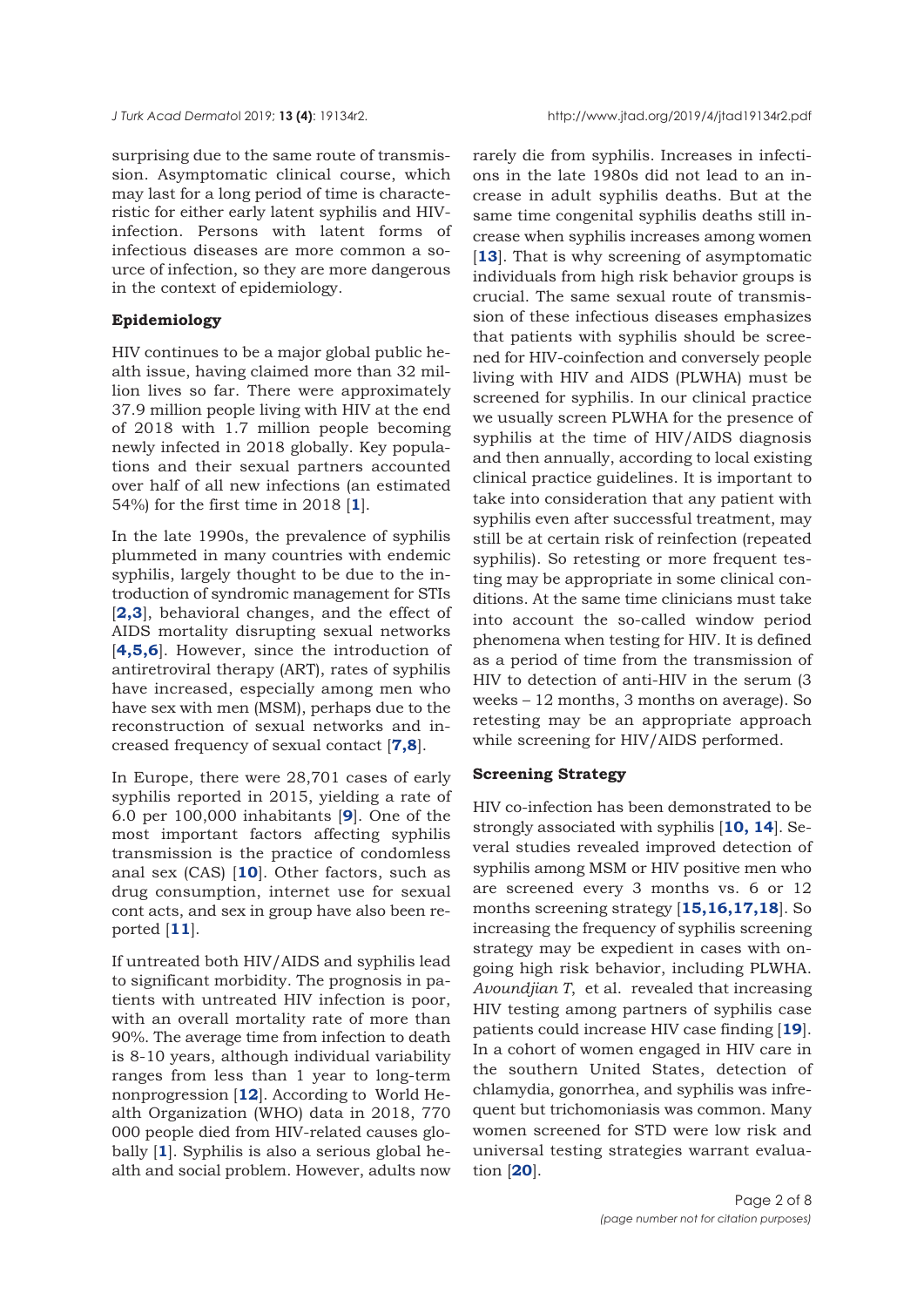surprising due to the same route of transmission. Asymptomatic clinical course, which may last for a long period of time is characteristic for either early latent syphilis and HIV-infection. Persons with latent forms of infectious diseases are more common a source of infection, so they are more dangerous in the context of epidemiology.

**Epidemiology**

HIV continues to be a major global public health issue, having claimed more than 32 million lives so far. There were approximately 37.9 million people living with HIV at the end of 2018 with 1.7 million people becoming newly infected in 2018 globally. Key populations and their sexual partners accounted over half of all new infections (an estimated 54%) for the first time in 2018 [**1**].

In the late 1990s, the prevalence of syphilis plummeted in many countries with endemic syphilis, largely thought to be due to the introduction of syndromic management for STIs [**2,3**], behavioral changes, and the effect of AIDS mortality disrupting sexual networks [**4,5,6**]. However, since the introduction of antiretroviral therapy (ART), rates of syphilis have increased, especially among men who have sex with men (MSM), perhaps due to the reconstruction of sexual networks and increased frequency of sexual contact [**7,8**].

In Europe, there were 28,701 cases of early syphilis reported in 2015, yielding a rate of 6.0 per 100,000 inhabitants [**9**]. One of the most important factors affecting syphilis transmission is the practice of condomless anal sex (CAS) [**10**]. Other factors, such as drug consumption, internet use for sexual cont acts, and sex in group have also been reported [**11**].

If untreated both HIV/AIDS and syphilis lead to significant morbidity. The prognosis in patients with untreated HIV infection is poor, with an overall mortality rate of more than 90%. The average time from infection to death is 8-10 years, although individual variability ranges from less than 1 year to long-term nonprogression [**12**]. According to World Health Organization (WHO) data in 2018, 770 000 people died from HIV-related causes globally [**1**]. Syphilis is also a serious global health and social problem. However, adults now rarely die from syphilis. Increases in infections in the late 1980s did not lead to an increase in adult syphilis deaths. But at the same time congenital syphilis deaths still increase when syphilis increases among women [**13**]. That is why screening of asymptomatic individuals from high risk behavior groups is crucial. The same sexual route of transmission of these infectious diseases emphasizes that patients with syphilis should be screened for HIV-coinfection and conversely people living with HIV and AIDS (PLWHA) must be screened for syphilis. In our clinical practice we usually screen PLWHA for the presence of syphilis at the time of HIV/AIDS diagnosis and then annually, according to local existing clinical practice guidelines. It is important to take into consideration that any patient with syphilis even after successful treatment, may still be at certain risk of reinfection (repeated syphilis). So retesting or more frequent testing may be appropriate in some clinical conditions. At the same time clinicians must take into account the so-called window period phenomena when testing for HIV. It is defined as a period of time from the transmission of HIV to detection of anti-HIV in the serum (3 weeks – 12 months, 3 months on average). So retesting may be an appropriate approach while screening for HIV/AIDS performed.

**Screening Strategy**

HIV co-infection has been demonstrated to be strongly associated with syphilis [**10, 14**]. Several studies revealed improved detection of syphilis among MSM or HIV positive men who are screened every 3 months vs. 6 or 12 months screening strategy [**15,16,17,18**]. So increasing the frequency of syphilis screening strategy may be expedient in cases with ongoing high risk behavior, including PLWHA. *Avoundjian T*, et al. revealed that increasing HIV testing among partners of syphilis case patients could increase HIV case finding [**19**]. In a cohort of women engaged in HIV care in the southern United States, detection of chlamydia, gonorrhea, and syphilis was infrequent but trichomoniasis was common. Many women screened for STD were low risk and universal testing strategies warrant evaluation [**20**].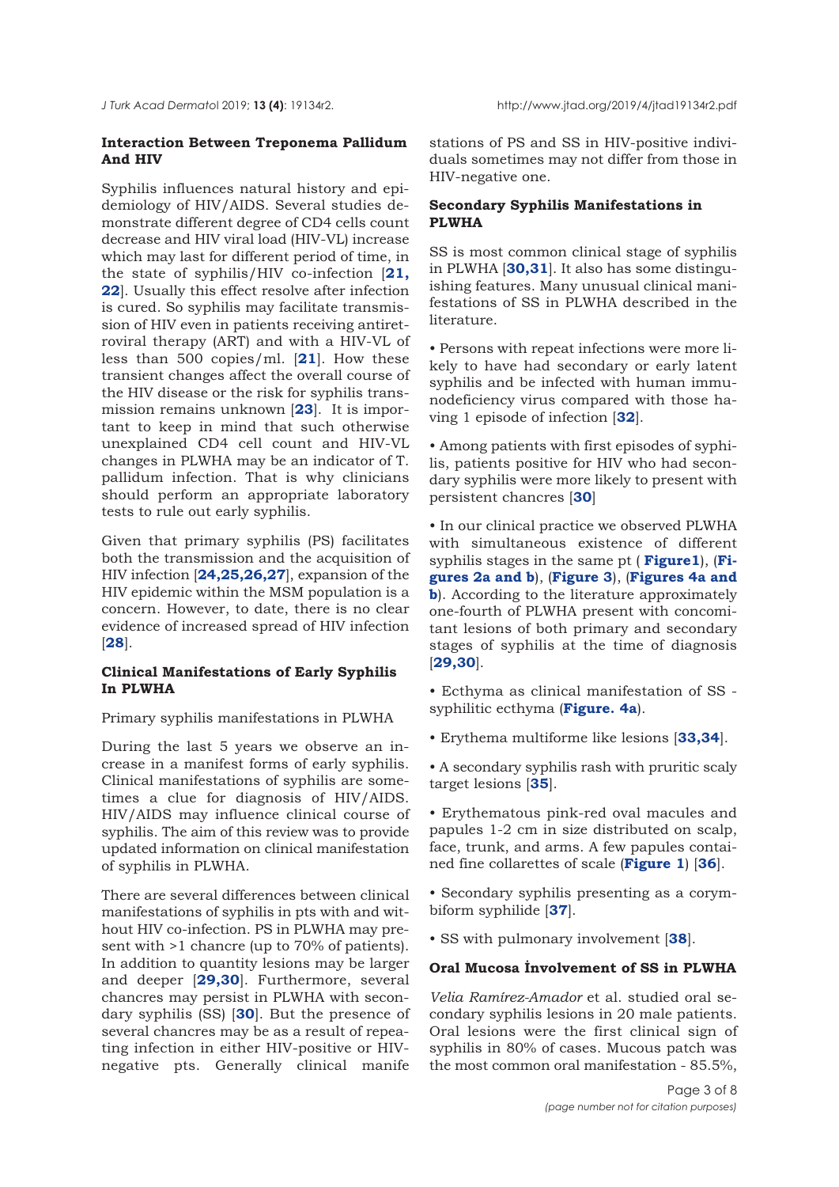### Interaction Between Treponema Pallidum And HIV

Syphilis influences natural history and epidemiology of HIV/AIDS. Several studies demonstrate different degree of CD4 cells count decrease and HIV viral load (HIV-VL) increase which may last for different period of time, in the state of syphilis/HIV co-infection [**21, 22**]. Usually this effect resolve after infection is cured. So syphilis may facilitate transmission of HIV even in patients receiving antiretroviral therapy (ART) and with a HIV-VL of less than 500 copies/ml. [**21**]. How these transient changes affect the overall course of the HIV disease or the risk for syphilis transmission remains unknown [**23**]. It is important to keep in mind that such otherwise unexplained CD4 cell count and HIV-VL changes in PLWHA may be an indicator of T. pallidum infection. That is why clinicians should perform an appropriate laboratory tests to rule out early syphilis.

Given that primary syphilis (PS) facilitates both the transmission and the acquisition of HIV infection [**24,25,26,27**], expansion of the HIV epidemic within the MSM population is a concern. However, to date, there is no clear evidence of increased spread of HIV infection [**28**].

### Clinical Manifestations of Early Syphilis In PLWHA

Primary syphilis manifestations in PLWHA

During the last 5 years we observe an increase in a manifest forms of early syphilis. Clinical manifestations of syphilis are sometimes a clue for diagnosis of HIV/AIDS. HIV/AIDS may influence clinical course of syphilis. The aim of this review was to provide updated information on clinical manifestation of syphilis in PLWHA.

There are several differences between clinical manifestations of syphilis in pts with and without HIV co-infection. PS in PLWHA may present with >1 chancre (up to 70% of patients). In addition to quantity lesions may be larger and deeper [**29,30**]. Furthermore, several chancres may persist in PLWHA with secondary syphilis (SS) [**30**]. But the presence of several chancres may be as a result of repeating infection in either HIV-positive or HIV-negative pts. Generally clinical manifestations of PS and SS in HIV-positive individuals sometimes may not differ from those in HIV-negative one.

### Secondary Syphilis Manifestations in PLWHA

SS is most common clinical stage of syphilis in PLWHA [**30,31**]. It also has some distinguishing features. Many unusual clinical manifestations of SS in PLWHA described in the literature.

- Persons with repeat infections were more likely to have had secondary or early latent syphilis and be infected with human immunodeficiency virus compared with those having 1 episode of infection [**32**].
- Among patients with first episodes of syphilis, patients positive for HIV who had secondary syphilis were more likely to present with persistent chancres [**30**]
- In our clinical practice we observed PLWHA with simultaneous existence of different syphilis stages in the same pt ( **Figure1**), (**Figures 2a and b**), (**Figure 3**), (**Figures 4a and b**). According to the literature approximately one-fourth of PLWHA present with concomitant lesions of both primary and secondary stages of syphilis at the time of diagnosis [**29,30**].
- Ecthyma as clinical manifestation of SS - syphilitic ecthyma (**Figure. 4a**).
- Erythema multiforme like lesions [**33,34**].
- A secondary syphilis rash with pruritic scaly target lesions [**35**].
- Erythematous pink-red oval macules and papules 1-2 cm in size distributed on scalp, face, trunk, and arms. A few papules contained fine collarettes of scale (**Figure 1**) [**36**].
- Secondary syphilis presenting as a corymbiform syphilide [**37**].
- SS with pulmonary involvement [**38**].

### Oral Mucosa İnvolvement of SS in PLWHA

*Velia Ramírez-Amador* et al. studied oral secondary syphilis lesions in 20 male patients. Oral lesions were the first clinical sign of syphilis in 80% of cases. Mucous patch was the most common oral manifestation - 85.5%,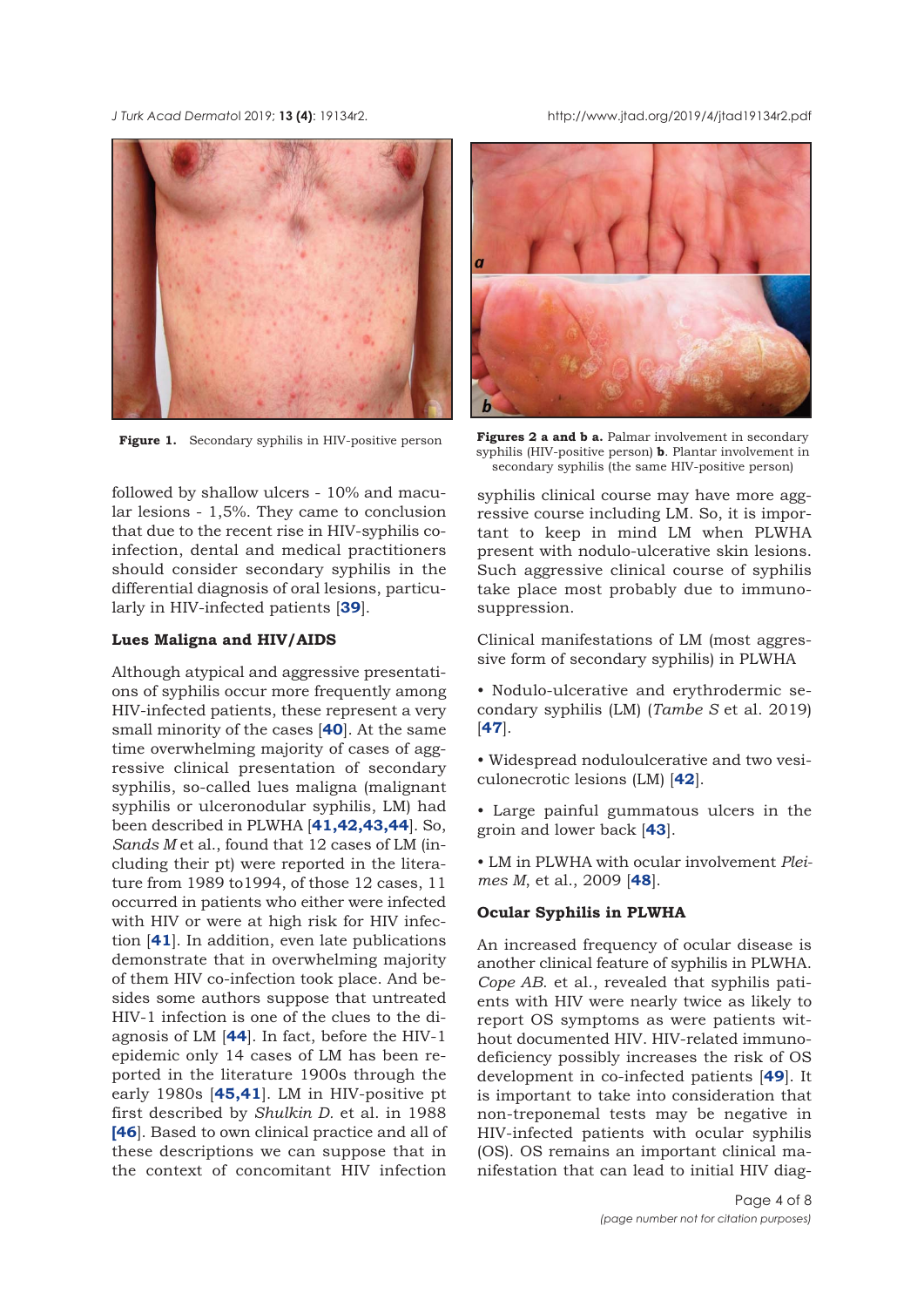Figure 1. Secondary syphilis in HIV-positive person

**Figures 2 a and b a.** Palmar involvement in secondary syphilis (HIV-positive person) **b**. Plantar involvement in secondary syphilis (the same HIV-positive person)

followed by shallow ulcers - 10% and macular lesions - 1,5%. They came to conclusion that due to the recent rise in HIV-syphilis co-infection, dental and medical practitioners should consider secondary syphilis in the differential diagnosis of oral lesions, particularly in HIV-infected patients [**39**].

### Lues Maligna and HIV/AIDS

Although atypical and aggressive presentations of syphilis occur more frequently among HIV-infected patients, these represent a very small minority of the cases [**40**]. At the same time overwhelming majority of cases of aggressive clinical presentation of secondary syphilis, so-called lues maligna (malignant syphilis or ulceronodular syphilis, LM) had been described in PLWHA [**41,42,43,44**]. So, *Sands M* et al., found that 12 cases of LM (including their pt) were reported in the literature from 1989 to1994, of those 12 cases, 11 occurred in patients who either were infected with HIV or were at high risk for HIV infection [**41**]. In addition, even late publications demonstrate that in overwhelming majority of them HIV co-infection took place. And besides some authors suppose that untreated HIV-1 infection is one of the clues to the diagnosis of LM [**44**]. In fact, before the HIV-1 epidemic only 14 cases of LM has been reported in the literature 1900s through the early 1980s [**45,41**]. LM in HIV-positive pt first described by *Shulkin D.* et al. in 1988 [**46**]. Based to own clinical practice and all of these descriptions we can suppose that in the context of concomitant HIV infection syphilis clinical course may have more aggressive course including LM. So, it is important to keep in mind LM when PLWHA present with nodulo-ulcerative skin lesions. Such aggressive clinical course of syphilis take place most probably due to immunosuppression.

Clinical manifestations of LM (most aggressive form of secondary syphilis) in PLWHA

- Nodulo-ulcerative and erythrodermic secondary syphilis (LM) (*Tambe S* et al. 2019) [**47**].
- Widespread noduloulcerative and two vesiculonecrotic lesions (LM) [**42**].
- Large painful gummatous ulcers in the groin and lower back [**43**].
- LM in PLWHA with ocular involvement *Pleimes M*, et al., 2009 [**48**].

### Ocular Syphilis in PLWHA

An increased frequency of ocular disease is another clinical feature of syphilis in PLWHA. *Cope AB.* et al., revealed that syphilis patients with HIV were nearly twice as likely to report OS symptoms as were patients without documented HIV. HIV-related immunodeficiency possibly increases the risk of OS development in co-infected patients [**49**]. It is important to take into consideration that non-treponemal tests may be negative in HIV-infected patients with ocular syphilis (OS). OS remains an important clinical manifestation that can lead to initial HIV diag-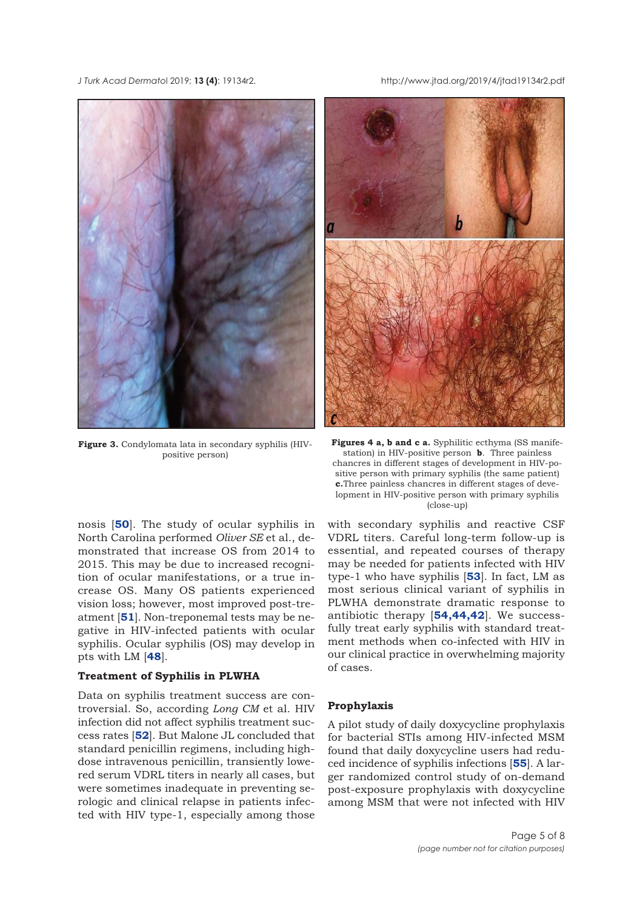**Figure 3.** Condylomata lata in secondary syphilis (HIV-positive person)

**Figures 4 a, b and c a.** Syphilitic ecthyma (SS manifestation) in HIV-positive person **b**. Three painless chancres in different stages of development in HIV-positive person with primary syphilis (the same patient) **c.**Three painless chancres in different stages of development in HIV-positive person with primary syphilis (close-up)

nosis [**50**]. The study of ocular syphilis in North Carolina performed *Oliver SE* et al., demonstrated that increase OS from 2014 to 2015. This may be due to increased recognition of ocular manifestations, or a true increase OS. Many OS patients experienced vision loss; however, most improved post-treatment [**51**]. Non-treponemal tests may be negative in HIV-infected patients with ocular syphilis. Ocular syphilis (OS) may develop in pts with LM [**48**].

### Treatment of Syphilis in PLWHA

Data on syphilis treatment success are controversial. So, according *Long CM* et al. HIV infection did not affect syphilis treatment success rates [**52**]. But Malone JL concluded that standard penicillin regimens, including high-dose intravenous penicillin, transiently lowered serum VDRL titers in nearly all cases, but were sometimes inadequate in preventing serologic and clinical relapse in patients infected with HIV type-1, especially among those with secondary syphilis and reactive CSF VDRL titers. Careful long-term follow-up is essential, and repeated courses of therapy may be needed for patients infected with HIV type-1 who have syphilis [**53**]. In fact, LM as most serious clinical variant of syphilis in PLWHA demonstrate dramatic response to antibiotic therapy [**54,44,42**]. We successfully treat early syphilis with standard treatment methods when co-infected with HIV in our clinical practice in overwhelming majority of cases.

### Prophylaxis

A pilot study of daily doxycycline prophylaxis for bacterial STIs among HIV-infected MSM found that daily doxycycline users had reduced incidence of syphilis infections [**55**]. A larger randomized control study of on-demand post-exposure prophylaxis with doxycycline among MSM that were not infected with HIV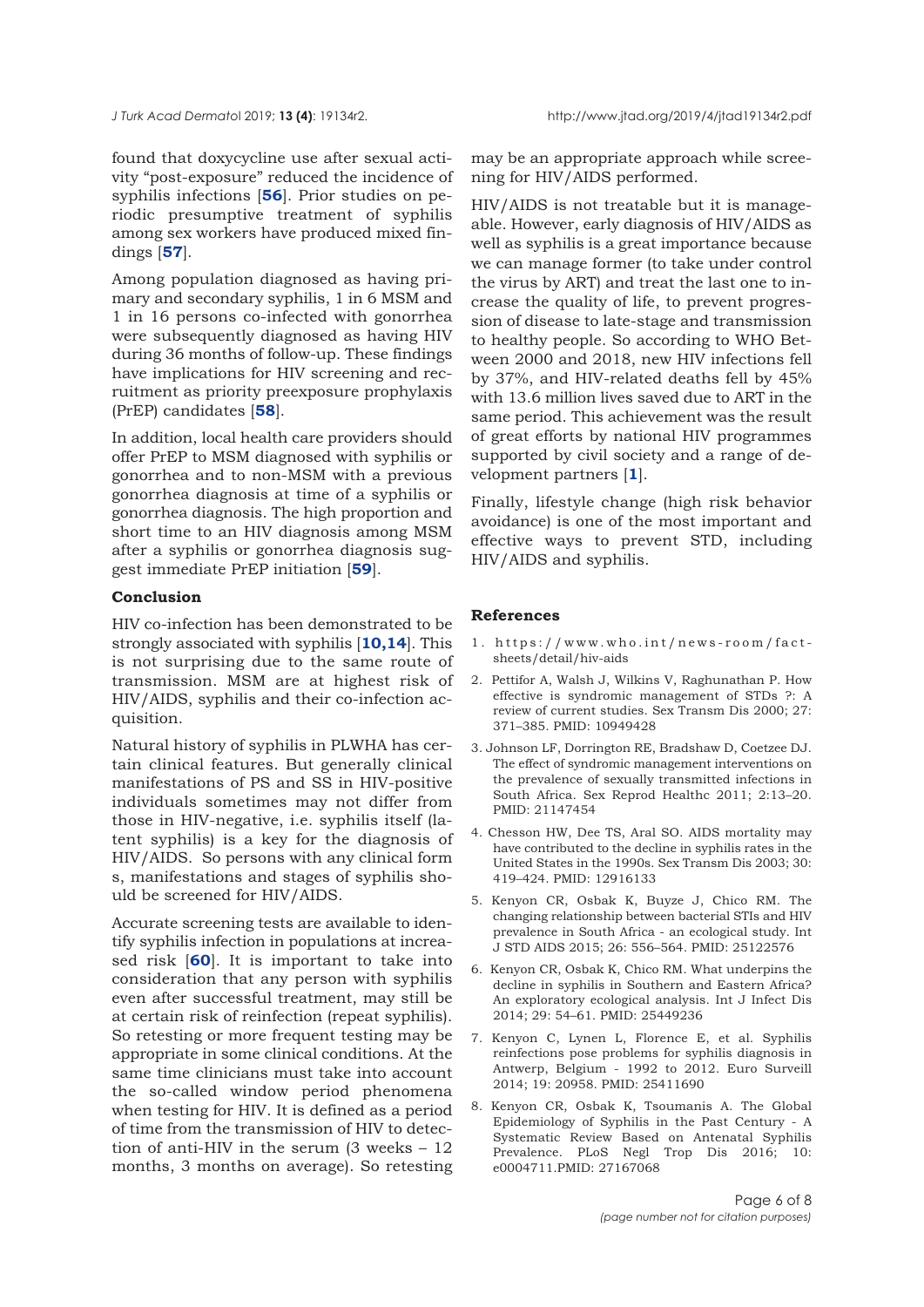found that doxycycline use after sexual activity "post-exposure" reduced the incidence of syphilis infections [**56**]. Prior studies on periodic presumptive treatment of syphilis among sex workers have produced mixed findings [**57**].

Among population diagnosed as having primary and secondary syphilis, 1 in 6 MSM and 1 in 16 persons co-infected with gonorrhea were subsequently diagnosed as having HIV during 36 months of follow-up. These findings have implications for HIV screening and recruitment as priority preexposure prophylaxis (PrEP) candidates [**58**].

In addition, local health care providers should offer PrEP to MSM diagnosed with syphilis or gonorrhea and to non-MSM with a previous gonorrhea diagnosis at time of a syphilis or gonorrhea diagnosis. The high proportion and short time to an HIV diagnosis among MSM after a syphilis or gonorrhea diagnosis suggest immediate PrEP initiation [**59**].

## Conclusion

HIV co-infection has been demonstrated to be strongly associated with syphilis [**10,14**]. This is not surprising due to the same route of transmission. MSM are at highest risk of HIV/AIDS, syphilis and their co-infection acquisition.

Natural history of syphilis in PLWHA has certain clinical features. But generally clinical manifestations of PS and SS in HIV-positive individuals sometimes may not differ from those in HIV-negative, i.e. syphilis itself (latent syphilis) is a key for the diagnosis of HIV/AIDS. So persons with any clinical form s, manifestations and stages of syphilis should be screened for HIV/AIDS.

Accurate screening tests are available to identify syphilis infection in populations at increased risk [**60**]. It is important to take into consideration that any person with syphilis even after successful treatment, may still be at certain risk of reinfection (repeat syphilis). So retesting or more frequent testing may be appropriate in some clinical conditions. At the same time clinicians must take into account the so-called window period phenomena when testing for HIV. It is defined as a period of time from the transmission of HIV to detection of anti-HIV in the serum (3 weeks – 12 months, 3 months on average). So retesting may be an appropriate approach while screening for HIV/AIDS performed.

HIV/AIDS is not treatable but it is manageable. However, early diagnosis of HIV/AIDS as well as syphilis is a great importance because we can manage former (to take under control the virus by ART) and treat the last one to increase the quality of life, to prevent progression of disease to late-stage and transmission to healthy people. So according to WHO Between 2000 and 2018, new HIV infections fell by 37%, and HIV-related deaths fell by 45% with 13.6 million lives saved due to ART in the same period. This achievement was the result of great efforts by national HIV programmes supported by civil society and a range of development partners [**1**].

Finally, lifestyle change (high risk behavior avoidance) is one of the most important and effective ways to prevent STD, including HIV/AIDS and syphilis.

## References

1. https://www.who.int/news-room/fact-sheets/detail/hiv-aids
2. Pettifor A, Walsh J, Wilkins V, Raghunathan P. How effective is syndromic management of STDs ?: A review of current studies. Sex Transm Dis 2000; 27: 371–385. PMID: 10949428
3. Johnson LF, Dorrington RE, Bradshaw D, Coetzee DJ. The effect of syndromic management interventions on the prevalence of sexually transmitted infections in South Africa. Sex Reprod Healthc 2011; 2:13–20. PMID: 21147454
4. Chesson HW, Dee TS, Aral SO. AIDS mortality may have contributed to the decline in syphilis rates in the United States in the 1990s. Sex Transm Dis 2003; 30: 419–424. PMID: 12916133
5. Kenyon CR, Osbak K, Buyze J, Chico RM. The changing relationship between bacterial STIs and HIV prevalence in South Africa - an ecological study. Int J STD AIDS 2015; 26: 556–564. PMID: 25122576
6. Kenyon CR, Osbak K, Chico RM. What underpins the decline in syphilis in Southern and Eastern Africa? An exploratory ecological analysis. Int J Infect Dis 2014; 29: 54–61. PMID: 25449236
7. Kenyon C, Lynen L, Florence E, et al. Syphilis reinfections pose problems for syphilis diagnosis in Antwerp, Belgium - 1992 to 2012. Euro Surveill 2014; 19: 20958. PMID: 25411690
8. Kenyon CR, Osbak K, Tsoumanis A. The Global Epidemiology of Syphilis in the Past Century - A Systematic Review Based on Antenatal Syphilis Prevalence. PLoS Negl Trop Dis 2016; 10: e0004711.PMID: 27167068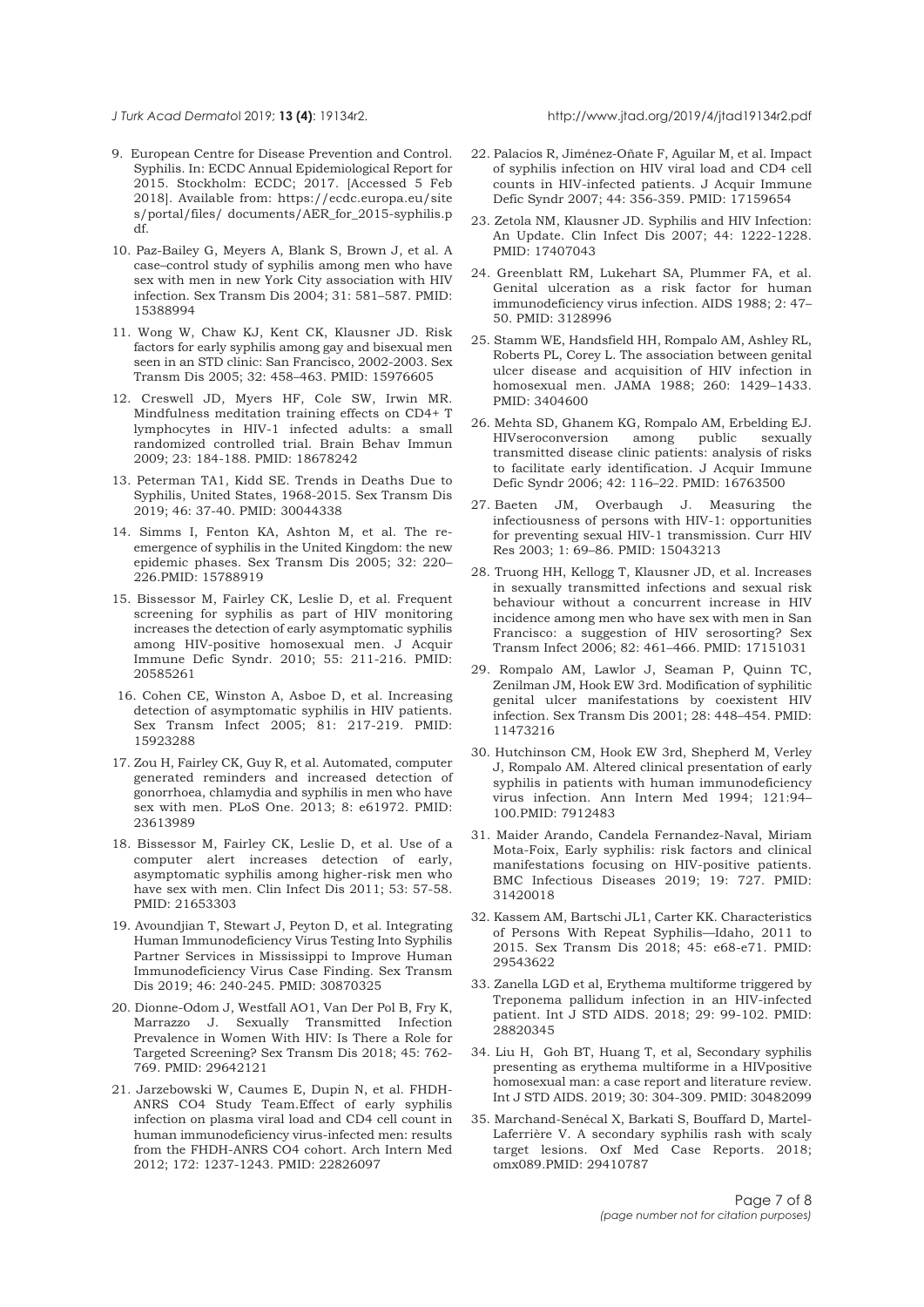9. European Centre for Disease Prevention and Control. Syphilis. In: ECDC Annual Epidemiological Report for 2015. Stockholm: ECDC; 2017. [Accessed 5 Feb 2018]. Available from: https://ecdc.europa.eu/sites/portal/files/ documents/AER_for_2015-syphilis.pdf.

10. Paz-Bailey G, Meyers A, Blank S, Brown J, et al. A case–control study of syphilis among men who have sex with men in new York City association with HIV infection. Sex Transm Dis 2004; 31: 581–587. PMID: 15388994

11. Wong W, Chaw KJ, Kent CK, Klausner JD. Risk factors for early syphilis among gay and bisexual men seen in an STD clinic: San Francisco, 2002-2003. Sex Transm Dis 2005; 32: 458–463. PMID: 15976605

12. Creswell JD, Myers HF, Cole SW, Irwin MR. Mindfulness meditation training effects on CD4+ T lymphocytes in HIV-1 infected adults: a small randomized controlled trial. Brain Behav Immun 2009; 23: 184-188. PMID: 18678242

13. Peterman TA1, Kidd SE. Trends in Deaths Due to Syphilis, United States, 1968-2015. Sex Transm Dis 2019; 46: 37-40. PMID: 30044338

14. Simms I, Fenton KA, Ashton M, et al. The re-emergence of syphilis in the United Kingdom: the new epidemic phases. Sex Transm Dis 2005; 32: 220–226.PMID: 15788919

15. Bissessor M, Fairley CK, Leslie D, et al. Frequent screening for syphilis as part of HIV monitoring increases the detection of early asymptomatic syphilis among HIV-positive homosexual men. J Acquir Immune Defic Syndr. 2010; 55: 211-216. PMID: 20585261

16. Cohen CE, Winston A, Asboe D, et al. Increasing detection of asymptomatic syphilis in HIV patients. Sex Transm Infect 2005; 81: 217-219. PMID: 15923288

17. Zou H, Fairley CK, Guy R, et al. Automated, computer generated reminders and increased detection of gonorrhoea, chlamydia and syphilis in men who have sex with men. PLoS One. 2013; 8: e61972. PMID: 23613989

18. Bissessor M, Fairley CK, Leslie D, et al. Use of a computer alert increases detection of early, asymptomatic syphilis among higher-risk men who have sex with men. Clin Infect Dis 2011; 53: 57-58. PMID: 21653303

19. Avoundjian T, Stewart J, Peyton D, et al. Integrating Human Immunodeficiency Virus Testing Into Syphilis Partner Services in Mississippi to Improve Human Immunodeficiency Virus Case Finding. Sex Transm Dis 2019; 46: 240-245. PMID: 30870325

20. Dionne-Odom J, Westfall AO1, Van Der Pol B, Fry K, Marrazzo J. Sexually Transmitted Infection Prevalence in Women With HIV: Is There a Role for Targeted Screening? Sex Transm Dis 2018; 45: 762-769. PMID: 29642121

21. Jarzebowski W, Caumes E, Dupin N, et al. FHDH-ANRS CO4 Study Team.Effect of early syphilis infection on plasma viral load and CD4 cell count in human immunodeficiency virus-infected men: results from the FHDH-ANRS CO4 cohort. Arch Intern Med 2012; 172: 1237-1243. PMID: 22826097

22. Palacios R, Jiménez-Oñate F, Aguilar M, et al. Impact of syphilis infection on HIV viral load and CD4 cell counts in HIV-infected patients. J Acquir Immune Defic Syndr 2007; 44: 356-359. PMID: 17159654

23. Zetola NM, Klausner JD. Syphilis and HIV Infection: An Update. Clin Infect Dis 2007; 44: 1222-1228. PMID: 17407043

24. Greenblatt RM, Lukehart SA, Plummer FA, et al. Genital ulceration as a risk factor for human immunodeficiency virus infection. AIDS 1988; 2: 47–50. PMID: 3128996

25. Stamm WE, Handsfield HH, Rompalo AM, Ashley RL, Roberts PL, Corey L. The association between genital ulcer disease and acquisition of HIV infection in homosexual men. JAMA 1988; 260: 1429–1433. PMID: 3404600

26. Mehta SD, Ghanem KG, Rompalo AM, Erbelding EJ. HIVseroconversion among public sexually transmitted disease clinic patients: analysis of risks to facilitate early identification. J Acquir Immune Defic Syndr 2006; 42: 116–22. PMID: 16763500

27. Baeten JM, Overbaugh J. Measuring the infectiousness of persons with HIV-1: opportunities for preventing sexual HIV-1 transmission. Curr HIV Res 2003; 1: 69–86. PMID: 15043213

28. Truong HH, Kellogg T, Klausner JD, et al. Increases in sexually transmitted infections and sexual risk behaviour without a concurrent increase in HIV incidence among men who have sex with men in San Francisco: a suggestion of HIV serosorting? Sex Transm Infect 2006; 82: 461–466. PMID: 17151031

29. Rompalo AM, Lawlor J, Seaman P, Quinn TC, Zenilman JM, Hook EW 3rd. Modification of syphilitic genital ulcer manifestations by coexistent HIV infection. Sex Transm Dis 2001; 28: 448–454. PMID: 11473216

30. Hutchinson CM, Hook EW 3rd, Shepherd M, Verley J, Rompalo AM. Altered clinical presentation of early syphilis in patients with human immunodeficiency virus infection. Ann Intern Med 1994; 121:94–100.PMID: 7912483

31. Maider Arando, Candela Fernandez-Naval, Miriam Mota-Foix, Early syphilis: risk factors and clinical manifestations focusing on HIV-positive patients. BMC Infectious Diseases 2019; 19: 727. PMID: 31420018

32. Kassem AM, Bartschi JL1, Carter KK. Characteristics of Persons With Repeat Syphilis—Idaho, 2011 to 2015. Sex Transm Dis 2018; 45: e68-e71. PMID: 29543622

33. Zanella LGD et al, Erythema multiforme triggered by Treponema pallidum infection in an HIV-infected patient. Int J STD AIDS. 2018; 29: 99-102. PMID: 28820345

34. Liu H, Goh BT, Huang T, et al, Secondary syphilis presenting as erythema multiforme in a HIVpositive homosexual man: a case report and literature review. Int J STD AIDS. 2019; 30: 304-309. PMID: 30482099

35. Marchand-Senécal X, Barkati S, Bouffard D, Martel-Laferrière V. A secondary syphilis rash with scaly target lesions. Oxf Med Case Reports. 2018; omx089.PMID: 29410787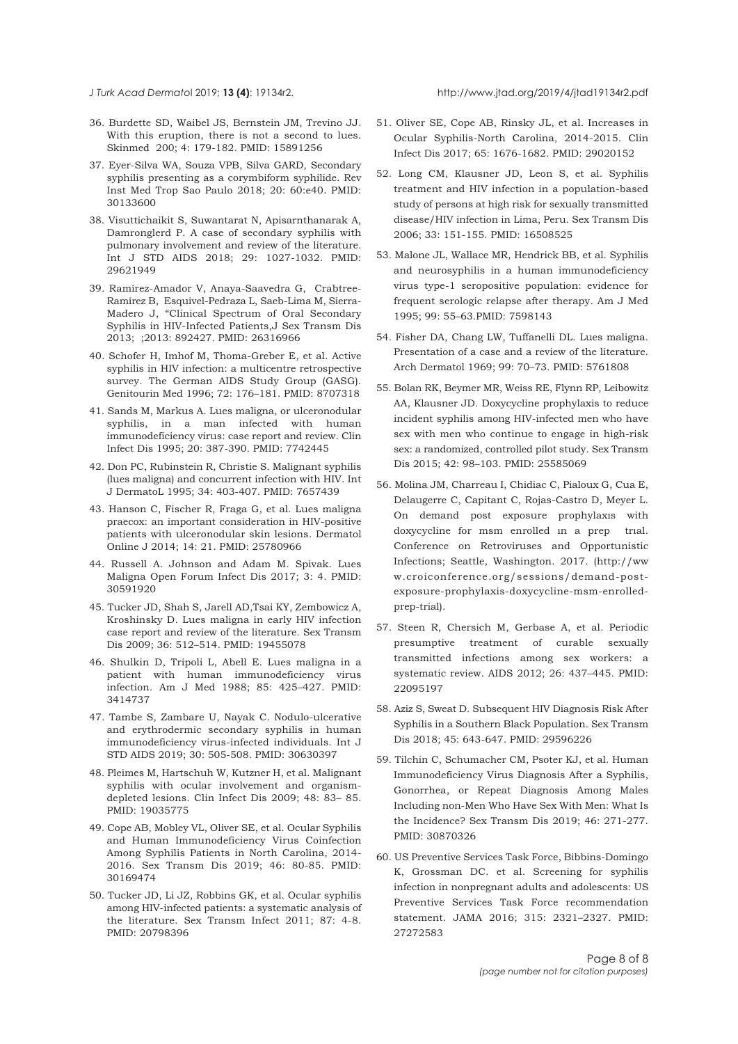36. Burdette SD, Waibel JS, Bernstein JM, Trevino JJ. With this eruption, there is not a second to lues. Skinmed 200; 4: 179-182. PMID: 15891256

37. Eyer-Silva WA, Souza VPB, Silva GARD, Secondary syphilis presenting as a corymbiform syphilide. Rev Inst Med Trop Sao Paulo 2018; 20: 60:e40. PMID: 30133600

38. Visutticaikit S, Suwantarat N, Apisarnthanarak A, Damronglerd P. A case of secondary syphilis with pulmonary involvement and review of the literature. Int J STD AIDS 2018; 29: 1027-1032. PMID: 29621949

39. Ramírez-Amador V, Anaya-Saavedra G, Crabtree-Ramírez B, Esquivel-Pedraza L, Saeb-Lima M, Sierra-Madero J, "Clinical Spectrum of Oral Secondary Syphilis in HIV-Infected Patients,J Sex Transm Dis 2013; ;2013: 892427. PMID: 26316966

40. Schofer H, Imhof M, Thoma-Greber E, et al. Active syphilis in HIV infection: a multicentre retrospective survey. The German AIDS Study Group (GASG). Genitourin Med 1996; 72: 176–181. PMID: 8707318

41. Sands M, Markus A. Lues maligna, or ulceronodular syphilis, in a man infected with human immunodeficiency virus: case report and review. Clin Infect Dis 1995; 20: 387-390. PMID: 7742445

42. Don PC, Rubinstein R, Christie S. Malignant syphilis (lues maligna) and concurrent infection with HIV. Int J DermatoL 1995; 34: 403-407. PMID: 7657439

43. Hanson C, Fischer R, Fraga G, et al. Lues maligna praecox: an important consideration in HIV-positive patients with ulceronodular skin lesions. Dermatol Online J 2014; 14: 21. PMID: 25780966

44. Russell A. Johnson and Adam M. Spivak. Lues Maligna Open Forum Infect Dis 2017; 3: 4. PMID: 30591920

45. Tucker JD, Shah S, Jarell AD,Tsai KY, Zembowicz A, Kroshinsky D. Lues maligna in early HIV infection case report and review of the literature. Sex Transm Dis 2009; 36: 512–514. PMID: 19455078

46. Shulkin D, Tripoli L, Abell E. Lues maligna in a patient with human immunodeficiency virus infection. Am J Med 1988; 85: 425–427. PMID: 3414737

47. Tambe S, Zambare U, Nayak C. Nodulo-ulcerative and erythrodermic secondary syphilis in human immunodeficiency virus-infected individuals. Int J STD AIDS 2019; 30: 505-508. PMID: 30630397

48. Pleimes M, Hartschuh W, Kutzner H, et al. Malignant syphilis with ocular involvement and organism-depleted lesions. Clin Infect Dis 2009; 48: 83– 85. PMID: 19035775

49. Cope AB, Mobley VL, Oliver SE, et al. Ocular Syphilis and Human Immunodeficiency Virus Coinfection Among Syphilis Patients in North Carolina, 2014-2016. Sex Transm Dis 2019; 46: 80-85. PMID: 30169474

50. Tucker JD, Li JZ, Robbins GK, et al. Ocular syphilis among HIV-infected patients: a systematic analysis of the literature. Sex Transm Infect 2011; 87: 4-8. PMID: 20798396

51. Oliver SE, Cope AB, Rinsky JL, et al. Increases in Ocular Syphilis-North Carolina, 2014-2015. Clin Infect Dis 2017; 65: 1676-1682. PMID: 29020152

52. Long CM, Klausner JD, Leon S, et al. Syphilis treatment and HIV infection in a population-based study of persons at high risk for sexually transmitted disease/HIV infection in Lima, Peru. Sex Transm Dis 2006; 33: 151-155. PMID: 16508525

53. Malone JL, Wallace MR, Hendrick BB, et al. Syphilis and neurosyphilis in a human immunodeficiency virus type-1 seropositive population: evidence for frequent serologic relapse after therapy. Am J Med 1995; 99: 55–63.PMID: 7598143

54. Fisher DA, Chang LW, Tuffanelli DL. Lues maligna. Presentation of a case and a review of the literature. Arch Dermatol 1969; 99: 70–73. PMID: 5761808

55. Bolan RK, Beymer MR, Weiss RE, Flynn RP, Leibowitz AA, Klausner JD. Doxycycline prophylaxis to reduce incident syphilis among HIV-infected men who have sex with men who continue to engage in high-risk sex: a randomized, controlled pilot study. Sex Transm Dis 2015; 42: 98–103. PMID: 25585069

56. Molina JM, Charreau I, Chidiac C, Pialoux G, Cua E, Delaugerre C, Capitant C, Rojas-Castro D, Meyer L. On demand post exposure prophylaxıs with doxycycline for msm enrolled ın a prep trıal. Conference on Retroviruses and Opportunistic Infections; Seattle, Washington. 2017. (http://www.croiconference.org/sessions/demand-post-exposure-prophylaxis-doxycycline-msm-enrolled-prep-trial).

57. Steen R, Chersich M, Gerbase A, et al. Periodic presumptive treatment of curable sexually transmitted infections among sex workers: a systematic review. AIDS 2012; 26: 437–445. PMID: 22095197

58. Aziz S, Sweat D. Subsequent HIV Diagnosis Risk After Syphilis in a Southern Black Population. Sex Transm Dis 2018; 45: 643-647. PMID: 29596226

59. Tilchin C, Schumacher CM, Psoter KJ, et al. Human Immunodeficiency Virus Diagnosis After a Syphilis, Gonorrhea, or Repeat Diagnosis Among Males Including non-Men Who Have Sex With Men: What Is the Incidence? Sex Transm Dis 2019; 46: 271-277. PMID: 30870326

60. US Preventive Services Task Force, Bibbins-Domingo K, Grossman DC. et al. Screening for syphilis infection in nonpregnant adults and adolescents: US Preventive Services Task Force recommendation statement. JAMA 2016; 315: 2321–2327. PMID: 27272583